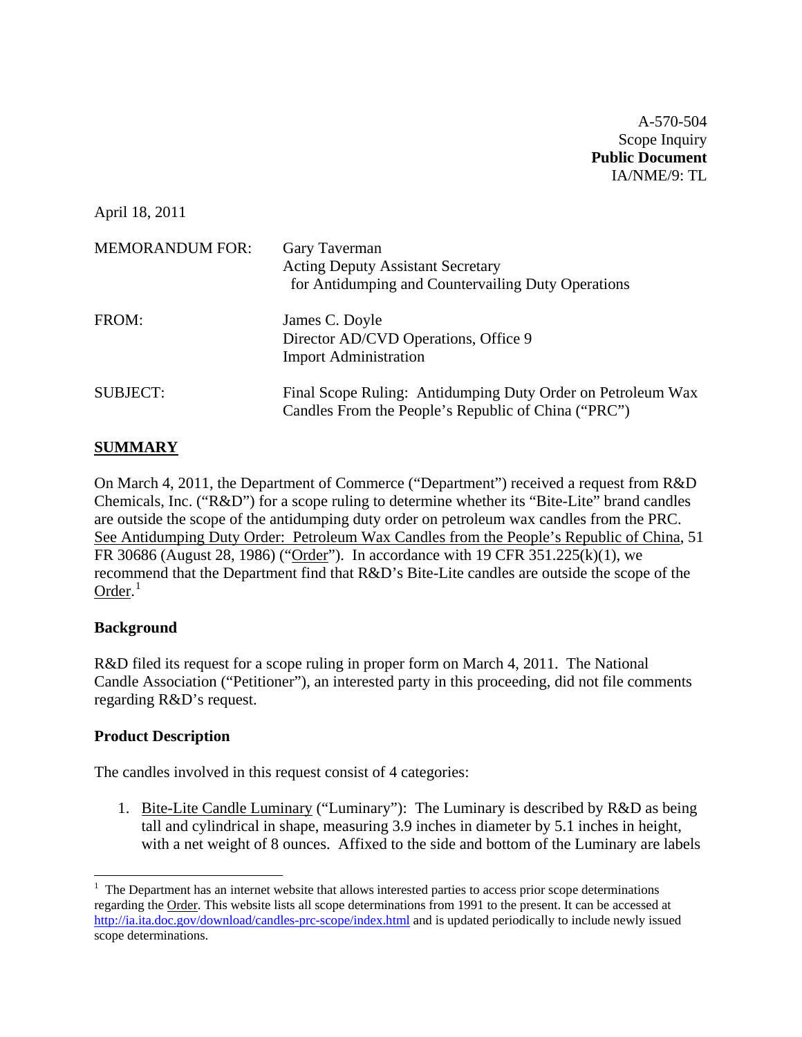A-570-504
Scope Inquiry
**Public Document**
IA/NME/9: TL

April 18, 2011

MEMORANDUM FOR: Gary Taverman
Acting Deputy Assistant Secretary
for Antidumping and Countervailing Duty Operations

FROM: James C. Doyle
Director AD/CVD Operations, Office 9
Import Administration

SUBJECT: Final Scope Ruling: Antidumping Duty Order on Petroleum Wax Candles From the People's Republic of China ("PRC")

## SUMMARY

On March 4, 2011, the Department of Commerce ("Department") received a request from R&D Chemicals, Inc. ("R&D") for a scope ruling to determine whether its "Bite-Lite" brand candles are outside the scope of the antidumping duty order on petroleum wax candles from the PRC. See Antidumping Duty Order: Petroleum Wax Candles from the People's Republic of China, 51 FR 30686 (August 28, 1986) ("Order"). In accordance with 19 CFR 351.225(k)(1), we recommend that the Department find that R&D's Bite-Lite candles are outside the scope of the Order.[1]

### Background

R&D filed its request for a scope ruling in proper form on March 4, 2011. The National Candle Association ("Petitioner"), an interested party in this proceeding, did not file comments regarding R&D's request.

### Product Description

The candles involved in this request consist of 4 categories:

1. Bite-Lite Candle Luminary ("Luminary"): The Luminary is described by R&D as being tall and cylindrical in shape, measuring 3.9 inches in diameter by 5.1 inches in height, with a net weight of 8 ounces. Affixed to the side and bottom of the Luminary are labels

[1] The Department has an internet website that allows interested parties to access prior scope determinations regarding the Order. This website lists all scope determinations from 1991 to the present. It can be accessed at http://ia.ita.doc.gov/download/candles-prc-scope/index.html and is updated periodically to include newly issued scope determinations.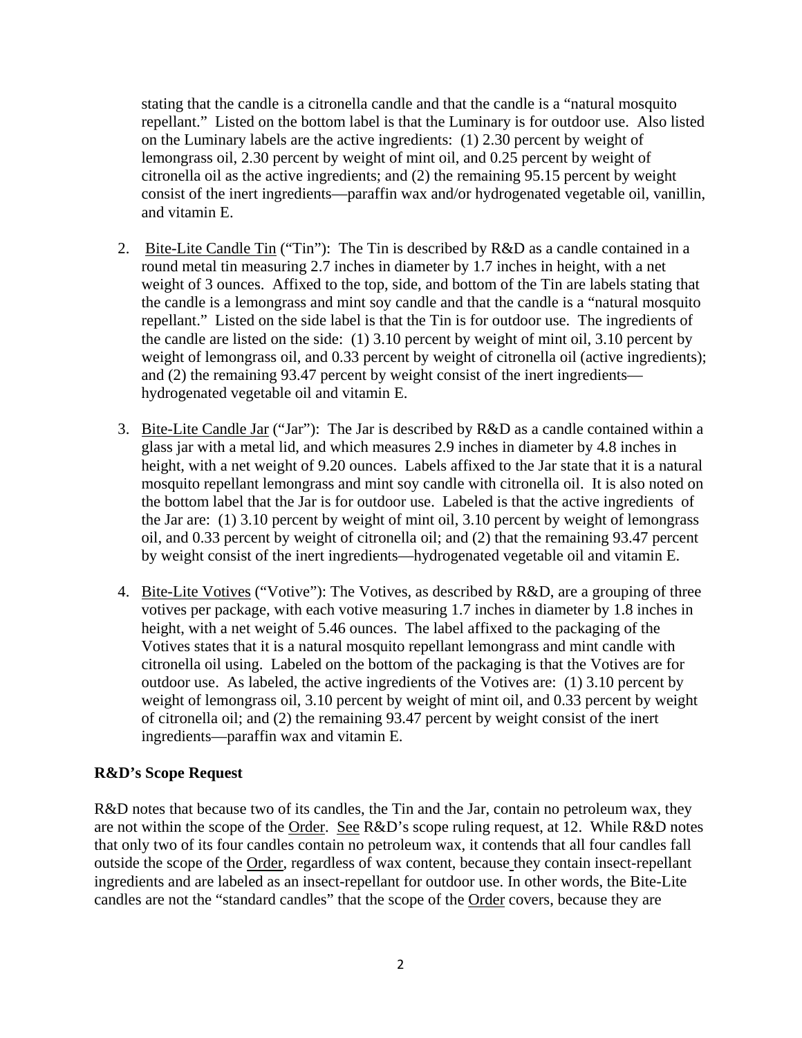stating that the candle is a citronella candle and that the candle is a "natural mosquito repellant." Listed on the bottom label is that the Luminary is for outdoor use. Also listed on the Luminary labels are the active ingredients: (1) 2.30 percent by weight of lemongrass oil, 2.30 percent by weight of mint oil, and 0.25 percent by weight of citronella oil as the active ingredients; and (2) the remaining 95.15 percent by weight consist of the inert ingredients—paraffin wax and/or hydrogenated vegetable oil, vanillin, and vitamin E.

2. Bite-Lite Candle Tin ("Tin"): The Tin is described by R&D as a candle contained in a round metal tin measuring 2.7 inches in diameter by 1.7 inches in height, with a net weight of 3 ounces. Affixed to the top, side, and bottom of the Tin are labels stating that the candle is a lemongrass and mint soy candle and that the candle is a "natural mosquito repellant." Listed on the side label is that the Tin is for outdoor use. The ingredients of the candle are listed on the side: (1) 3.10 percent by weight of mint oil, 3.10 percent by weight of lemongrass oil, and 0.33 percent by weight of citronella oil (active ingredients); and (2) the remaining 93.47 percent by weight consist of the inert ingredients—hydrogenated vegetable oil and vitamin E.

3. Bite-Lite Candle Jar ("Jar"): The Jar is described by R&D as a candle contained within a glass jar with a metal lid, and which measures 2.9 inches in diameter by 4.8 inches in height, with a net weight of 9.20 ounces. Labels affixed to the Jar state that it is a natural mosquito repellant lemongrass and mint soy candle with citronella oil. It is also noted on the bottom label that the Jar is for outdoor use. Labeled is that the active ingredients of the Jar are: (1) 3.10 percent by weight of mint oil, 3.10 percent by weight of lemongrass oil, and 0.33 percent by weight of citronella oil; and (2) that the remaining 93.47 percent by weight consist of the inert ingredients—hydrogenated vegetable oil and vitamin E.

4. Bite-Lite Votives ("Votive"): The Votives, as described by R&D, are a grouping of three votives per package, with each votive measuring 1.7 inches in diameter by 1.8 inches in height, with a net weight of 5.46 ounces. The label affixed to the packaging of the Votives states that it is a natural mosquito repellant lemongrass and mint candle with citronella oil using. Labeled on the bottom of the packaging is that the Votives are for outdoor use. As labeled, the active ingredients of the Votives are: (1) 3.10 percent by weight of lemongrass oil, 3.10 percent by weight of mint oil, and 0.33 percent by weight of citronella oil; and (2) the remaining 93.47 percent by weight consist of the inert ingredients—paraffin wax and vitamin E.

**R&D's Scope Request**

R&D notes that because two of its candles, the Tin and the Jar, contain no petroleum wax, they are not within the scope of the Order. See R&D's scope ruling request, at 12. While R&D notes that only two of its four candles contain no petroleum wax, it contends that all four candles fall outside the scope of the Order, regardless of wax content, because they contain insect-repellant ingredients and are labeled as an insect-repellant for outdoor use. In other words, the Bite-Lite candles are not the "standard candles" that the scope of the Order covers, because they are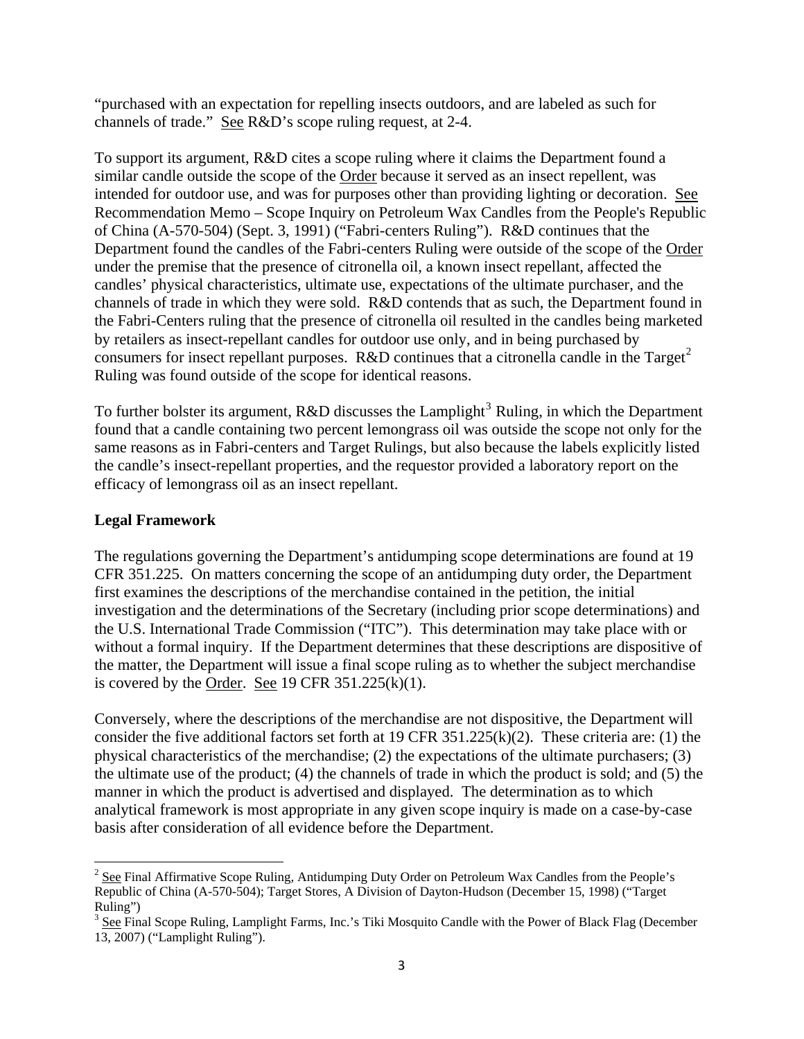"purchased with an expectation for repelling insects outdoors, and are labeled as such for channels of trade." See R&D's scope ruling request, at 2-4.

To support its argument, R&D cites a scope ruling where it claims the Department found a similar candle outside the scope of the Order because it served as an insect repellent, was intended for outdoor use, and was for purposes other than providing lighting or decoration. See Recommendation Memo – Scope Inquiry on Petroleum Wax Candles from the People's Republic of China (A-570-504) (Sept. 3, 1991) ("Fabri-centers Ruling"). R&D continues that the Department found the candles of the Fabri-centers Ruling were outside of the scope of the Order under the premise that the presence of citronella oil, a known insect repellant, affected the candles' physical characteristics, ultimate use, expectations of the ultimate purchaser, and the channels of trade in which they were sold. R&D contends that as such, the Department found in the Fabri-Centers ruling that the presence of citronella oil resulted in the candles being marketed by retailers as insect-repellant candles for outdoor use only, and in being purchased by consumers for insect repellant purposes. R&D continues that a citronella candle in the Target[2] Ruling was found outside of the scope for identical reasons.

To further bolster its argument, R&D discusses the Lamplight[3] Ruling, in which the Department found that a candle containing two percent lemongrass oil was outside the scope not only for the same reasons as in Fabri-centers and Target Rulings, but also because the labels explicitly listed the candle's insect-repellant properties, and the requestor provided a laboratory report on the efficacy of lemongrass oil as an insect repellant.

**Legal Framework**

The regulations governing the Department's antidumping scope determinations are found at 19 CFR 351.225. On matters concerning the scope of an antidumping duty order, the Department first examines the descriptions of the merchandise contained in the petition, the initial investigation and the determinations of the Secretary (including prior scope determinations) and the U.S. International Trade Commission ("ITC"). This determination may take place with or without a formal inquiry. If the Department determines that these descriptions are dispositive of the matter, the Department will issue a final scope ruling as to whether the subject merchandise is covered by the Order. See 19 CFR 351.225(k)(1).

Conversely, where the descriptions of the merchandise are not dispositive, the Department will consider the five additional factors set forth at 19 CFR 351.225(k)(2). These criteria are: (1) the physical characteristics of the merchandise; (2) the expectations of the ultimate purchasers; (3) the ultimate use of the product; (4) the channels of trade in which the product is sold; and (5) the manner in which the product is advertised and displayed. The determination as to which analytical framework is most appropriate in any given scope inquiry is made on a case-by-case basis after consideration of all evidence before the Department.

---

[2] See Final Affirmative Scope Ruling, Antidumping Duty Order on Petroleum Wax Candles from the People's Republic of China (A-570-504); Target Stores, A Division of Dayton-Hudson (December 15, 1998) ("Target Ruling")

[3] See Final Scope Ruling, Lamplight Farms, Inc.'s Tiki Mosquito Candle with the Power of Black Flag (December 13, 2007) ("Lamplight Ruling").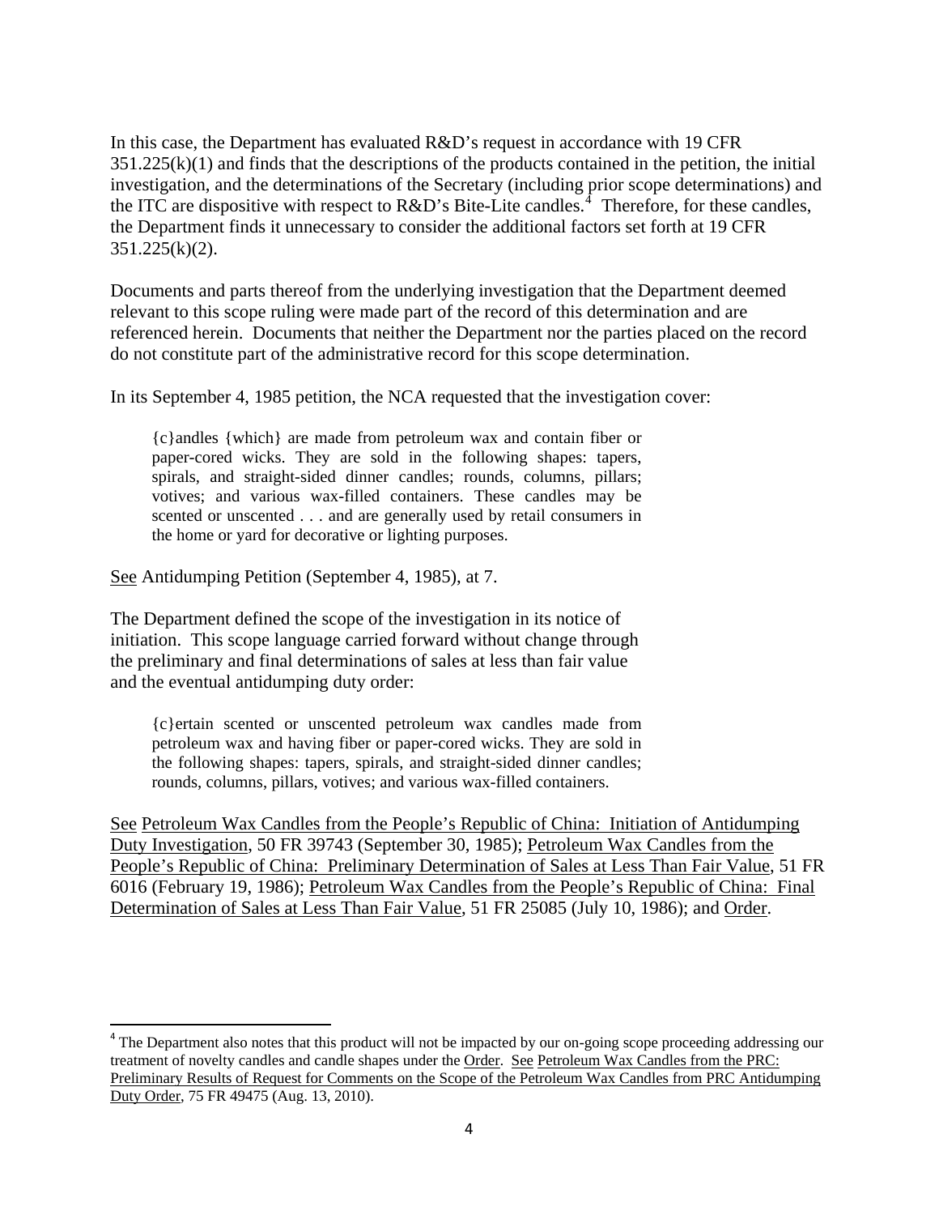In this case, the Department has evaluated R&D's request in accordance with 19 CFR 351.225(k)(1) and finds that the descriptions of the products contained in the petition, the initial investigation, and the determinations of the Secretary (including prior scope determinations) and the ITC are dispositive with respect to R&D's Bite-Lite candles.[4] Therefore, for these candles, the Department finds it unnecessary to consider the additional factors set forth at 19 CFR 351.225(k)(2).

Documents and parts thereof from the underlying investigation that the Department deemed relevant to this scope ruling were made part of the record of this determination and are referenced herein. Documents that neither the Department nor the parties placed on the record do not constitute part of the administrative record for this scope determination.

In its September 4, 1985 petition, the NCA requested that the investigation cover:

> {c}andles {which} are made from petroleum wax and contain fiber or paper-cored wicks. They are sold in the following shapes: tapers, spirals, and straight-sided dinner candles; rounds, columns, pillars; votives; and various wax-filled containers. These candles may be scented or unscented . . . and are generally used by retail consumers in the home or yard for decorative or lighting purposes.

<u>See</u> Antidumping Petition (September 4, 1985), at 7.

The Department defined the scope of the investigation in its notice of initiation. This scope language carried forward without change through the preliminary and final determinations of sales at less than fair value and the eventual antidumping duty order:

> {c}ertain scented or unscented petroleum wax candles made from petroleum wax and having fiber or paper-cored wicks. They are sold in the following shapes: tapers, spirals, and straight-sided dinner candles; rounds, columns, pillars, votives; and various wax-filled containers.

<u>See</u> <u>Petroleum Wax Candles from the People's Republic of China: Initiation of Antidumping Duty Investigation</u>, 50 FR 39743 (September 30, 1985); <u>Petroleum Wax Candles from the People's Republic of China: Preliminary Determination of Sales at Less Than Fair Value</u>, 51 FR 6016 (February 19, 1986); <u>Petroleum Wax Candles from the People's Republic of China: Final Determination of Sales at Less Than Fair Value</u>, 51 FR 25085 (July 10, 1986); and <u>Order</u>.

---

[4] The Department also notes that this product will not be impacted by our on-going scope proceeding addressing our treatment of novelty candles and candle shapes under the <u>Order</u>. <u>See</u> <u>Petroleum Wax Candles from the PRC: Preliminary Results of Request for Comments on the Scope of the Petroleum Wax Candles from PRC Antidumping Duty Order</u>, 75 FR 49475 (Aug. 13, 2010).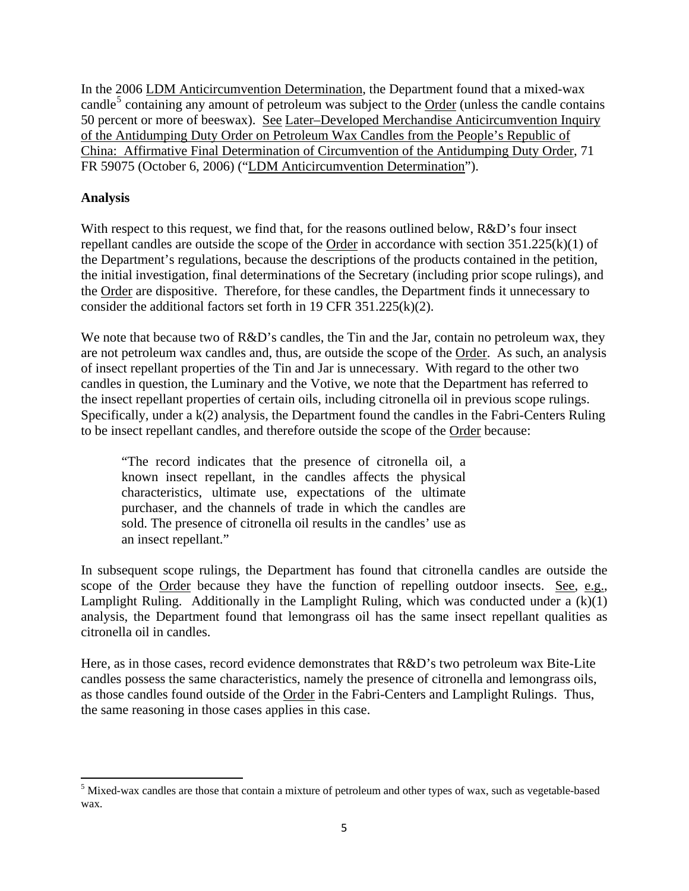In the 2006 LDM Anticircumvention Determination, the Department found that a mixed-wax candle[5] containing any amount of petroleum was subject to the Order (unless the candle contains 50 percent or more of beeswax). See Later–Developed Merchandise Anticircumvention Inquiry of the Antidumping Duty Order on Petroleum Wax Candles from the People's Republic of China: Affirmative Final Determination of Circumvention of the Antidumping Duty Order, 71 FR 59075 (October 6, 2006) ("LDM Anticircumvention Determination").

**Analysis**

With respect to this request, we find that, for the reasons outlined below, R&D's four insect repellant candles are outside the scope of the Order in accordance with section 351.225(k)(1) of the Department's regulations, because the descriptions of the products contained in the petition, the initial investigation, final determinations of the Secretary (including prior scope rulings), and the Order are dispositive. Therefore, for these candles, the Department finds it unnecessary to consider the additional factors set forth in 19 CFR 351.225(k)(2).

We note that because two of R&D's candles, the Tin and the Jar, contain no petroleum wax, they are not petroleum wax candles and, thus, are outside the scope of the Order. As such, an analysis of insect repellant properties of the Tin and Jar is unnecessary. With regard to the other two candles in question, the Luminary and the Votive, we note that the Department has referred to the insect repellant properties of certain oils, including citronella oil in previous scope rulings. Specifically, under a k(2) analysis, the Department found the candles in the Fabri-Centers Ruling to be insect repellant candles, and therefore outside the scope of the Order because:

> "The record indicates that the presence of citronella oil, a known insect repellant, in the candles affects the physical characteristics, ultimate use, expectations of the ultimate purchaser, and the channels of trade in which the candles are sold. The presence of citronella oil results in the candles' use as an insect repellant."

In subsequent scope rulings, the Department has found that citronella candles are outside the scope of the Order because they have the function of repelling outdoor insects. See, e.g., Lamplight Ruling. Additionally in the Lamplight Ruling, which was conducted under a (k)(1) analysis, the Department found that lemongrass oil has the same insect repellant qualities as citronella oil in candles.

Here, as in those cases, record evidence demonstrates that R&D's two petroleum wax Bite-Lite candles possess the same characteristics, namely the presence of citronella and lemongrass oils, as those candles found outside of the Order in the Fabri-Centers and Lamplight Rulings. Thus, the same reasoning in those cases applies in this case.

---

[5] Mixed-wax candles are those that contain a mixture of petroleum and other types of wax, such as vegetable-based wax.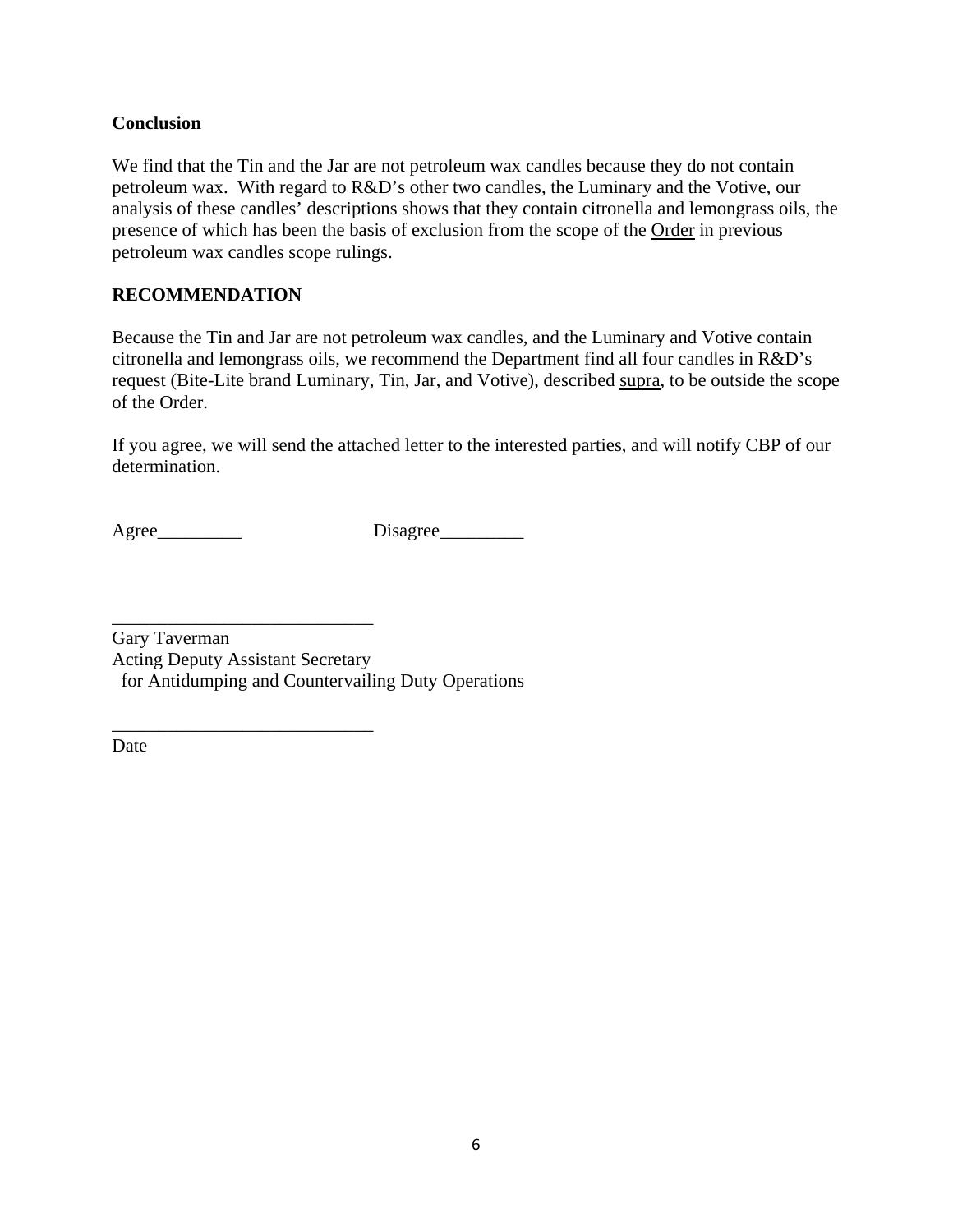**Conclusion**

We find that the Tin and the Jar are not petroleum wax candles because they do not contain petroleum wax. With regard to R&D's other two candles, the Luminary and the Votive, our analysis of these candles' descriptions shows that they contain citronella and lemongrass oils, the presence of which has been the basis of exclusion from the scope of the Order in previous petroleum wax candles scope rulings.

**RECOMMENDATION**

Because the Tin and Jar are not petroleum wax candles, and the Luminary and Votive contain citronella and lemongrass oils, we recommend the Department find all four candles in R&D's request (Bite-Lite brand Luminary, Tin, Jar, and Votive), described supra, to be outside the scope of the Order.

If you agree, we will send the attached letter to the interested parties, and will notify CBP of our determination.

Agree_________ Disagree_________

____________________________
Gary Taverman
Acting Deputy Assistant Secretary
for Antidumping and Countervailing Duty Operations

____________________________
Date